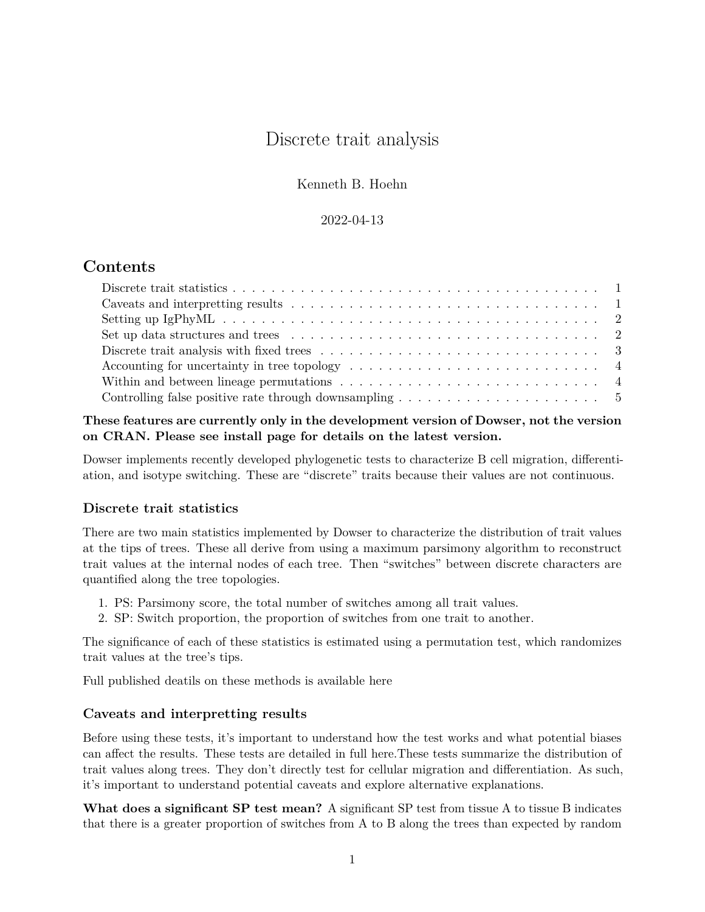# Discrete trait analysis

Kenneth B. Hoehn

2022-04-13

## Contents

- Discrete trait statistics . . . . . . . . . . . . . . . . . . . . . . . . . . . . . . . . . . . . . . . . . 1
- Caveats and interpretting results . . . . . . . . . . . . . . . . . . . . . . . . . . . . . . . . . . . . 1
- Setting up IgPhyML . . . . . . . . . . . . . . . . . . . . . . . . . . . . . . . . . . . . . . . . . . 2
- Set up data structures and trees . . . . . . . . . . . . . . . . . . . . . . . . . . . . . . . . . . . 2
- Discrete trait analysis with fixed trees . . . . . . . . . . . . . . . . . . . . . . . . . . . . . . . . 3
- Accounting for uncertainty in tree topology . . . . . . . . . . . . . . . . . . . . . . . . . . . . . 4
- Within and between lineage permutations . . . . . . . . . . . . . . . . . . . . . . . . . . . . . . 4
- Controlling false positive rate through downsampling . . . . . . . . . . . . . . . . . . . . . . . 5

**These features are currently only in the development version of Dowser, not the version on CRAN. Please see install page for details on the latest version.**

Dowser implements recently developed phylogenetic tests to characterize B cell migration, differentiation, and isotype switching. These are "discrete" traits because their values are not continuous.

### Discrete trait statistics

There are two main statistics implemented by Dowser to characterize the distribution of trait values at the tips of trees. These all derive from using a maximum parsimony algorithm to reconstruct trait values at the internal nodes of each tree. Then "switches" between discrete characters are quantified along the tree topologies.

1. PS: Parsimony score, the total number of switches among all trait values.
2. SP: Switch proportion, the proportion of switches from one trait to another.

The significance of each of these statistics is estimated using a permutation test, which randomizes trait values at the tree's tips.

Full published deatils on these methods is available here

### Caveats and interpretting results

Before using these tests, it's important to understand how the test works and what potential biases can affect the results. These tests are detailed in full here.These tests summarize the distribution of trait values along trees. They don't directly test for cellular migration and differentiation. As such, it's important to understand potential caveats and explore alternative explanations.

**What does a significant SP test mean?** A significant SP test from tissue A to tissue B indicates that there is a greater proportion of switches from A to B along the trees than expected by random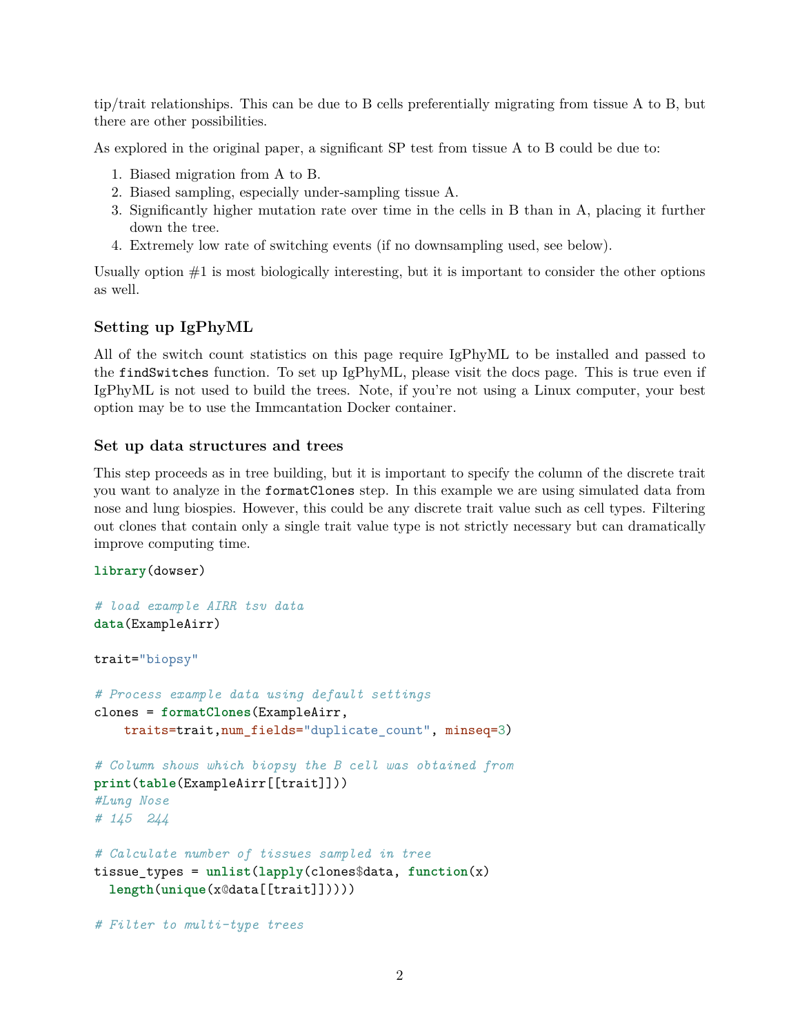tip/trait relationships. This can be due to B cells preferentially migrating from tissue A to B, but there are other possibilities.

As explored in the original paper, a significant SP test from tissue A to B could be due to:

1. Biased migration from A to B.
2. Biased sampling, especially under-sampling tissue A.
3. Significantly higher mutation rate over time in the cells in B than in A, placing it further down the tree.
4. Extremely low rate of switching events (if no downsampling used, see below).

Usually option #1 is most biologically interesting, but it is important to consider the other options as well.

### Setting up IgPhyML

All of the switch count statistics on this page require IgPhyML to be installed and passed to the `findSwitches` function. To set up IgPhyML, please visit the docs page. This is true even if IgPhyML is not used to build the trees. Note, if you're not using a Linux computer, your best option may be to use the Immcantation Docker container.

### Set up data structures and trees

This step proceeds as in tree building, but it is important to specify the column of the discrete trait you want to analyze in the `formatClones` step. In this example we are using simulated data from nose and lung biospies. However, this could be any discrete trait value such as cell types. Filtering out clones that contain only a single trait value type is not strictly necessary but can dramatically improve computing time.

```
library(dowser)

# load example AIRR tsv data
data(ExampleAirr)

trait="biopsy"

# Process example data using default settings
clones = formatClones(ExampleAirr,
    traits=trait,num_fields="duplicate_count", minseq=3)

# Column shows which biopsy the B cell was obtained from
print(table(ExampleAirr[[trait]]))
#Lung Nose
# 145  244

# Calculate number of tissues sampled in tree
tissue_types = unlist(lapply(clones$data, function(x)
  length(unique(x@data[[trait]]))))

# Filter to multi-type trees
```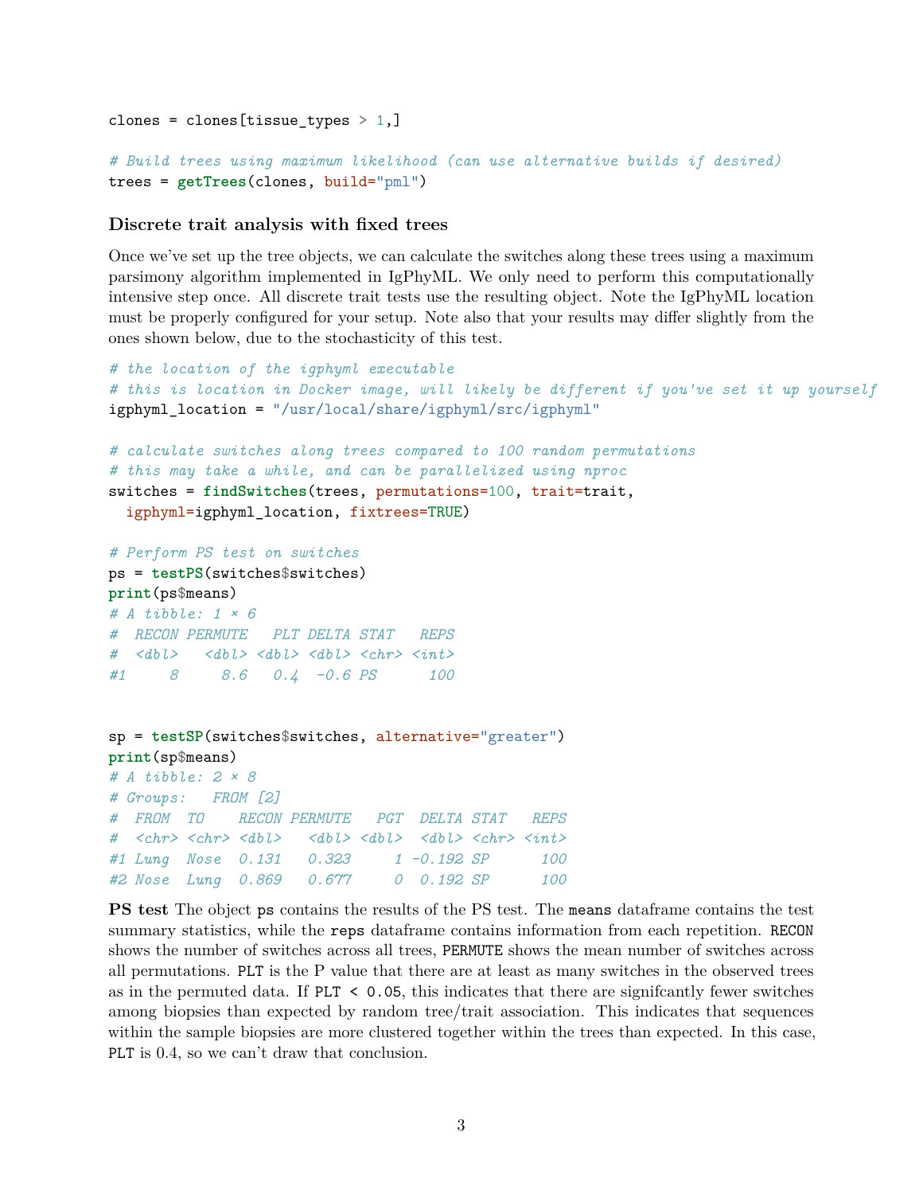```r
clones = clones[tissue_types > 1,]

# Build trees using maximum likelihood (can use alternative builds if desired)
trees = getTrees(clones, build="pml")
```

### Discrete trait analysis with fixed trees

Once we've set up the tree objects, we can calculate the switches along these trees using a maximum parsimony algorithm implemented in IgPhyML. We only need to perform this computationally intensive step once. All discrete trait tests use the resulting object. Note the IgPhyML location must be properly configured for your setup. Note also that your results may differ slightly from the ones shown below, due to the stochasticity of this test.

```r
# the location of the igphyml executable
# this is location in Docker image, will likely be different if you've set it up yourself
igphyml_location = "/usr/local/share/igphyml/src/igphyml"

# calculate switches along trees compared to 100 random permutations
# this may take a while, and can be parallelized using nproc
switches = findSwitches(trees, permutations=100, trait=trait,
  igphyml=igphyml_location, fixtrees=TRUE)

# Perform PS test on switches
ps = testPS(switches$switches)
print(ps$means)
# A tibble: 1 × 6
#  RECON PERMUTE   PLT DELTA STAT   REPS
#  <dbl>   <dbl> <dbl> <dbl> <chr> <int>
#1     8     8.6   0.4  -0.6 PS      100


sp = testSP(switches$switches, alternative="greater")
print(sp$means)
# A tibble: 2 × 8
# Groups:   FROM [2]
#  FROM  TO    RECON PERMUTE   PGT  DELTA STAT   REPS
#  <chr> <chr> <dbl>   <dbl> <dbl>  <dbl> <chr> <int>
#1 Lung  Nose  0.131   0.323     1 -0.192 SP      100
#2 Nose  Lung  0.869   0.677     0  0.192 SP      100
```

**PS test** The object `ps` contains the results of the PS test. The `means` dataframe contains the test summary statistics, while the `reps` dataframe contains information from each repetition. `RECON` shows the number of switches across all trees, `PERMUTE` shows the mean number of switches across all permutations. `PLT` is the P value that there are at least as many switches in the observed trees as in the permuted data. If `PLT < 0.05`, this indicates that there are signifcantly fewer switches among biopsies than expected by random tree/trait association. This indicates that sequences within the sample biopsies are more clustered together within the trees than expected. In this case, `PLT` is 0.4, so we can't draw that conclusion.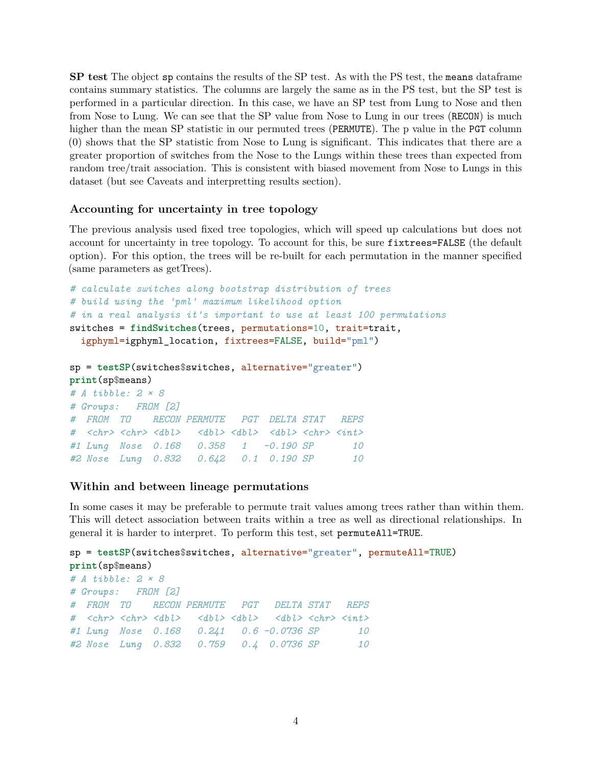**SP test** The object `sp` contains the results of the SP test. As with the PS test, the `means` dataframe contains summary statistics. The columns are largely the same as in the PS test, but the SP test is performed in a particular direction. In this case, we have an SP test from Lung to Nose and then from Nose to Lung. We can see that the SP value from Nose to Lung in our trees (`RECON`) is much higher than the mean SP statistic in our permuted trees (`PERMUTE`). The p value in the `PGT` column (0) shows that the SP statistic from Nose to Lung is significant. This indicates that there are a greater proportion of switches from the Nose to the Lungs within these trees than expected from random tree/trait association. This is consistent with biased movement from Nose to Lungs in this dataset (but see Caveats and interpretting results section).

### Accounting for uncertainty in tree topology

The previous analysis used fixed tree topologies, which will speed up calculations but does not account for uncertainty in tree topology. To account for this, be sure `fixtrees=FALSE` (the default option). For this option, the trees will be re-built for each permutation in the manner specified (same parameters as getTrees).

```
# calculate switches along bootstrap distribution of trees
# build using the 'pml' maximum likelihood option
# in a real analysis it's important to use at least 100 permutations
switches = findSwitches(trees, permutations=10, trait=trait,
  igphyml=igphyml_location, fixtrees=FALSE, build="pml")

sp = testSP(switches$switches, alternative="greater")
print(sp$means)
# A tibble: 2 × 8
# Groups:   FROM [2]
#  FROM  TO    RECON PERMUTE   PGT  DELTA STAT   REPS
#  <chr> <chr> <dbl>   <dbl> <dbl>  <dbl> <chr> <int>
#1 Lung  Nose  0.168   0.358   1   -0.190 SP       10
#2 Nose  Lung  0.832   0.642   0.1  0.190 SP       10
```

### Within and between lineage permutations

In some cases it may be preferable to permute trait values among trees rather than within them. This will detect association between traits within a tree as well as directional relationships. In general it is harder to interpret. To perform this test, set `permuteAll=TRUE`.

```
sp = testSP(switches$switches, alternative="greater", permuteAll=TRUE)
print(sp$means)
# A tibble: 2 × 8
# Groups:   FROM [2]
#  FROM  TO    RECON PERMUTE   PGT   DELTA STAT   REPS
#  <chr> <chr> <dbl>   <dbl> <dbl>   <dbl> <chr> <int>
#1 Lung  Nose  0.168   0.241   0.6 -0.0736 SP       10
#2 Nose  Lung  0.832   0.759   0.4  0.0736 SP       10
```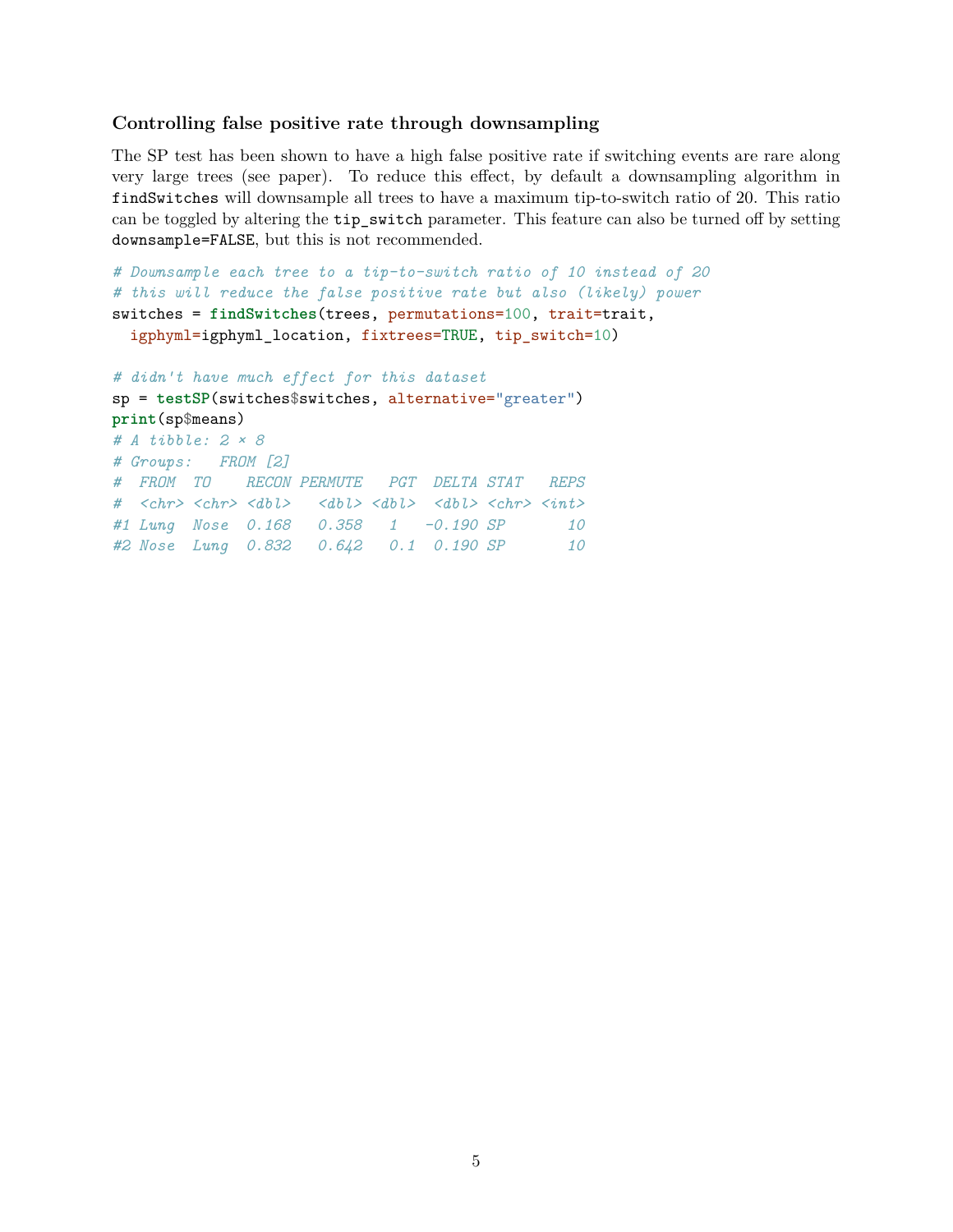### Controlling false positive rate through downsampling

The SP test has been shown to have a high false positive rate if switching events are rare along very large trees (see paper). To reduce this effect, by default a downsampling algorithm in `findSwitches` will downsample all trees to have a maximum tip-to-switch ratio of 20. This ratio can be toggled by altering the `tip_switch` parameter. This feature can also be turned off by setting `downsample=FALSE`, but this is not recommended.

```
# Downsample each tree to a tip-to-switch ratio of 10 instead of 20
# this will reduce the false positive rate but also (likely) power
switches = findSwitches(trees, permutations=100, trait=trait,
  igphyml=igphyml_location, fixtrees=TRUE, tip_switch=10)

# didn't have much effect for this dataset
sp = testSP(switches$switches, alternative="greater")
print(sp$means)
# A tibble: 2 × 8
# Groups:   FROM [2]
#  FROM  TO    RECON PERMUTE   PGT  DELTA STAT   REPS
#  <chr> <chr> <dbl>   <dbl> <dbl>  <dbl> <chr> <int>
#1 Lung  Nose  0.168   0.358   1   -0.190 SP       10
#2 Nose  Lung  0.832   0.642   0.1  0.190 SP       10
```